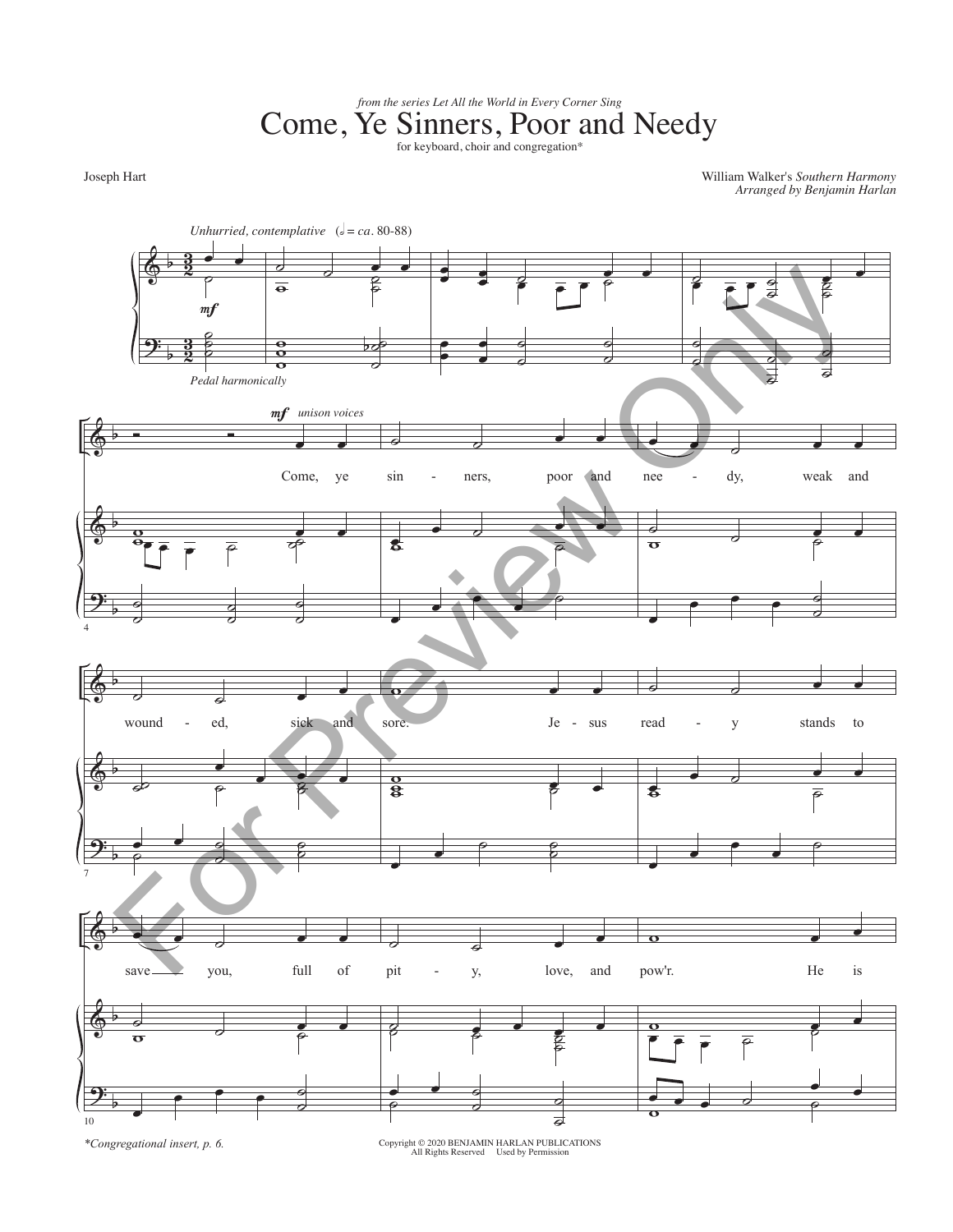*from the series Let All the World in Every Corner Sing*

# Come, Ye Sinners, Poor and Needy

for keyboard, choir and congregation*

Joseph Hart

William Walker's *Southern Harmony*
*Arranged by Benjamin Harlan*

*Unhurried, contemplative* (♩ = *ca.* 80-88)

*mf*

*Pedal harmonically*

*mf unison voices*

Come, ye sin - ners, poor and nee - dy, weak and wound - ed, sick and sore. Je - sus read - y stands to save you, full of pit - y, love, and pow'r. He is

*Congregational insert, p. 6.

Copyright © 2020 BENJAMIN HARLAN PUBLICATIONS
All Rights Reserved Used by Permission

For Preview Only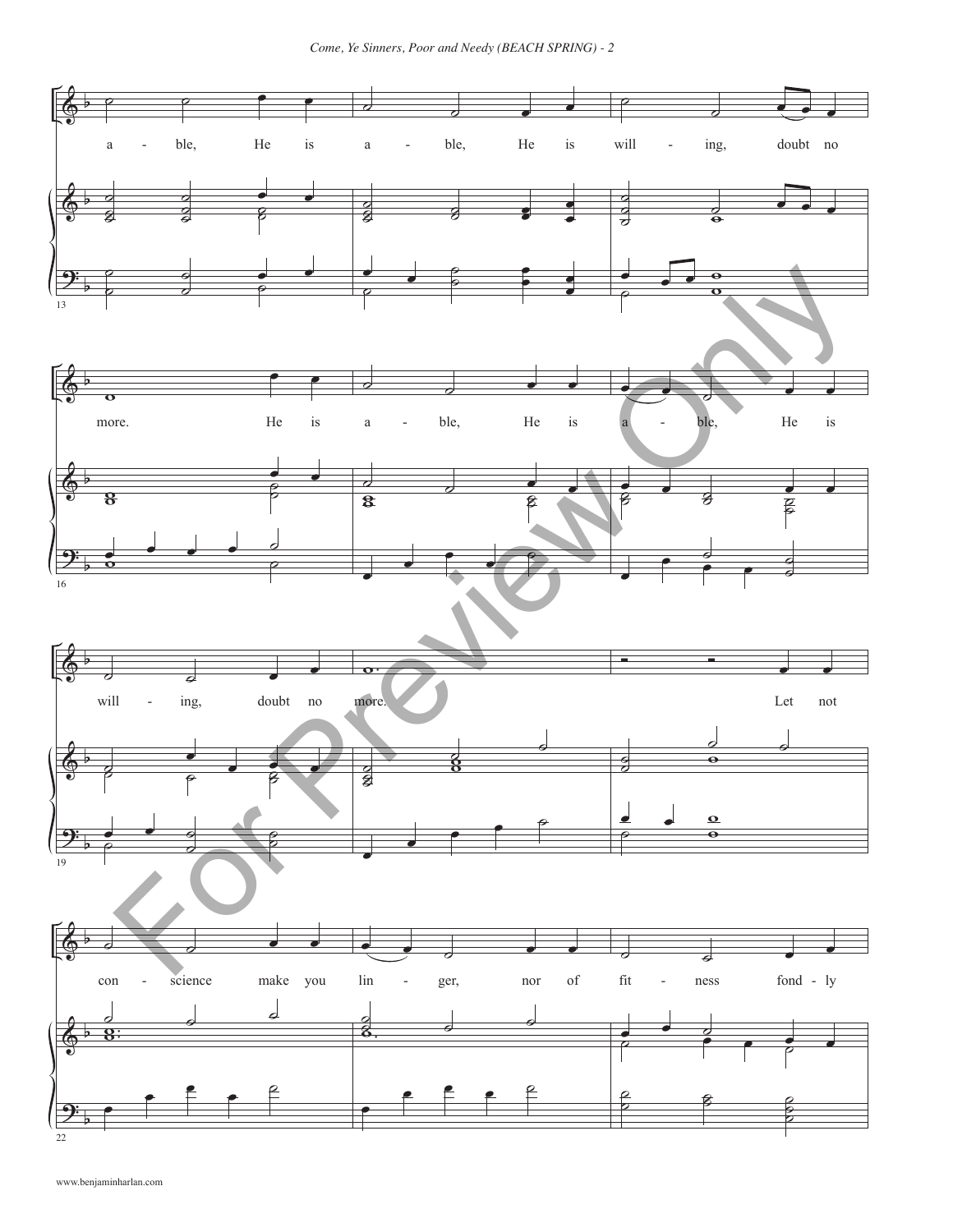a - ble, He is a - ble, He is will - ing, doubt no

more. He is a - ble, He is a - ble, He is

will - ing, doubt no more. Let not

con - science make you lin - ger, nor of fit - ness fond - ly

www.benjaminharlan.com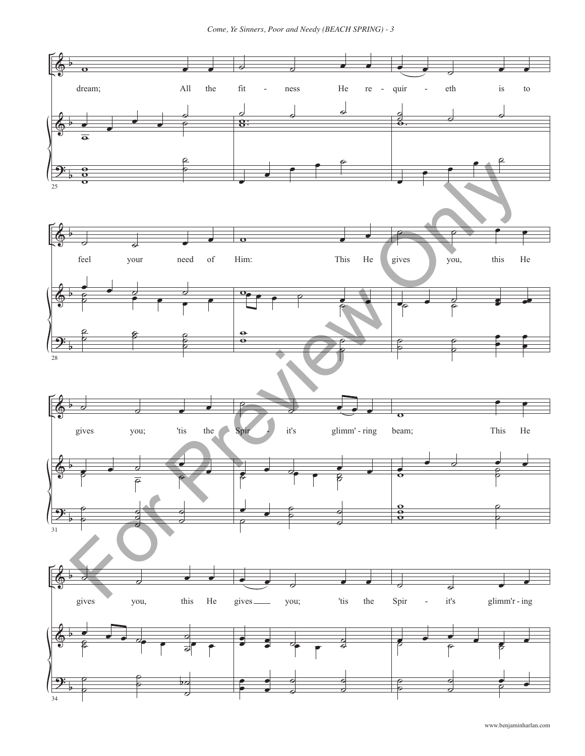dream; All the fit - ness He re - quir - eth is to

feel your need of Him: This He gives you, this He

gives you; 'tis the Spir - it's glimm' - ring beam; This He

gives you, this He gives you; 'tis the Spir - it's glimm'r - ing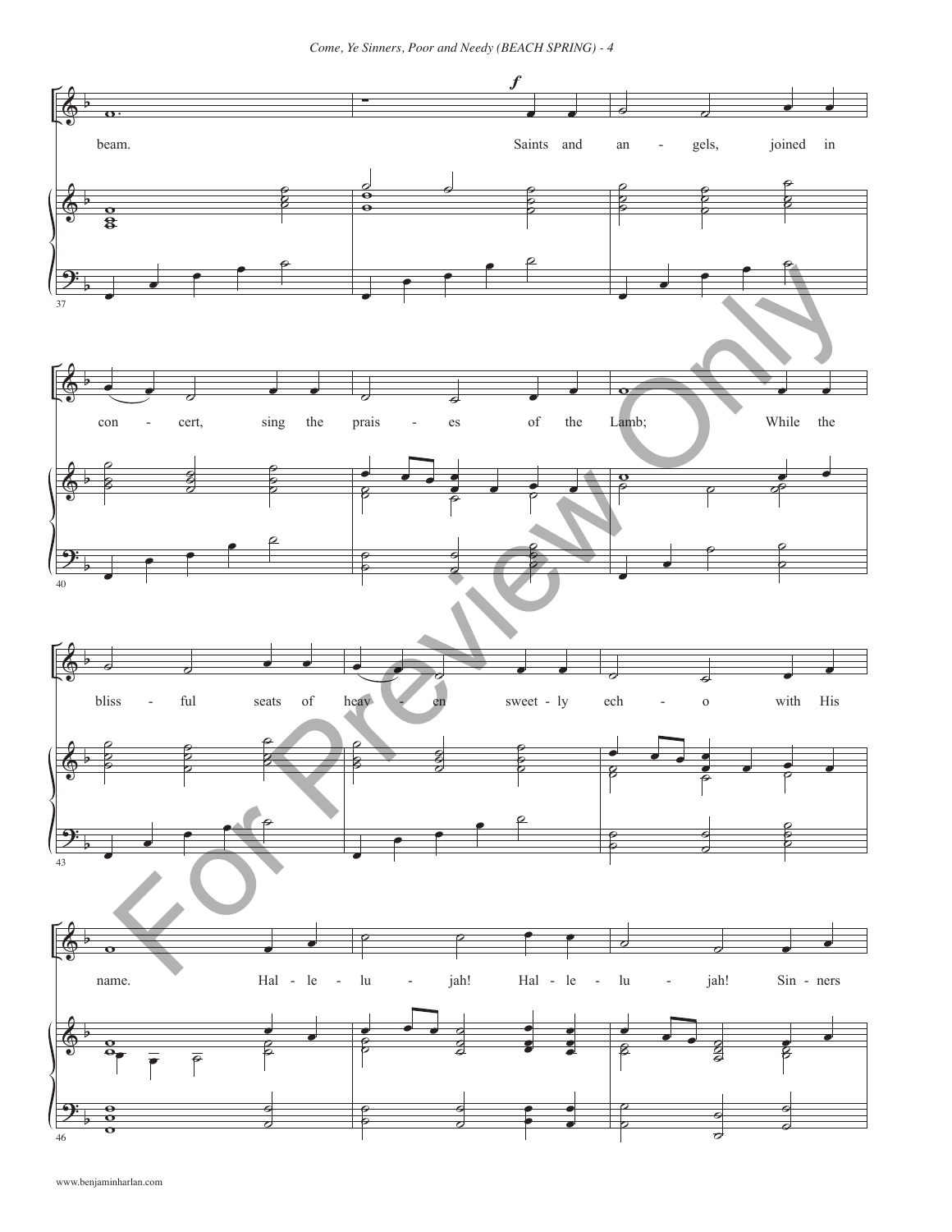beam.

*f*

Saints and an - gels, joined in con - cert, sing the prais - es of the Lamb; While the bliss - ful seats of heav - en sweet - ly ech - o with His name. Hal - le - lu - jah! Hal - le - lu - jah! Sin - ners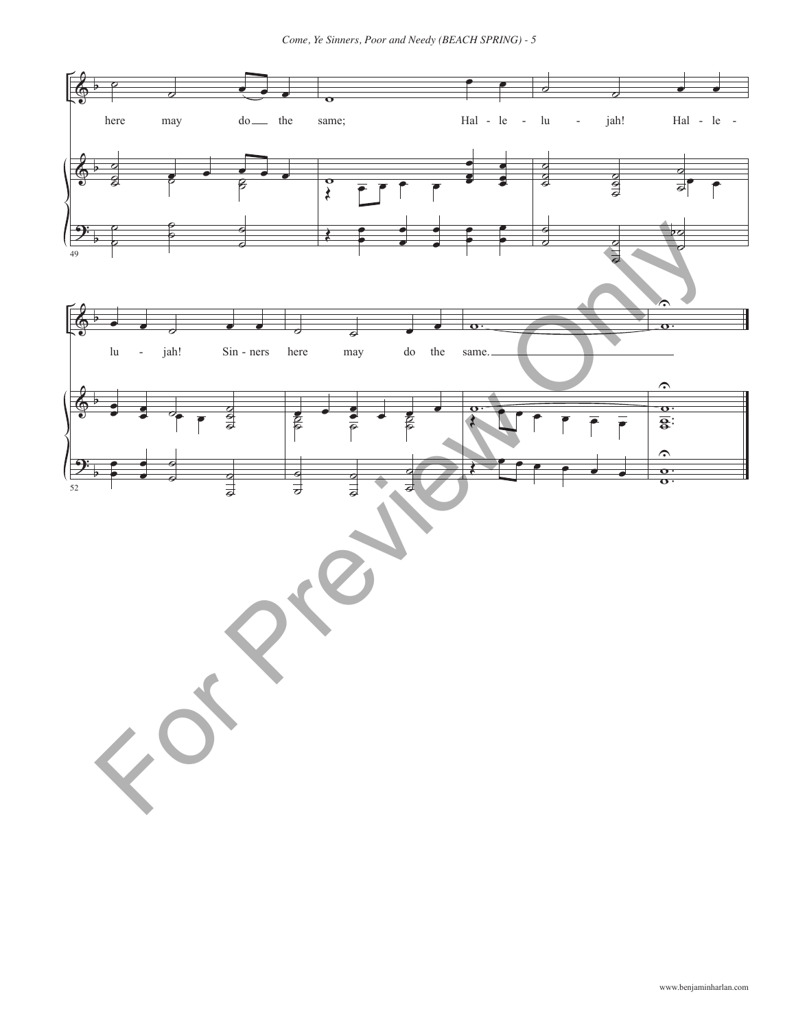here may do the same; Hal - le - lu - jah! Hal - le -

lu - jah! Sin - ners here may do the same.

For Preview Only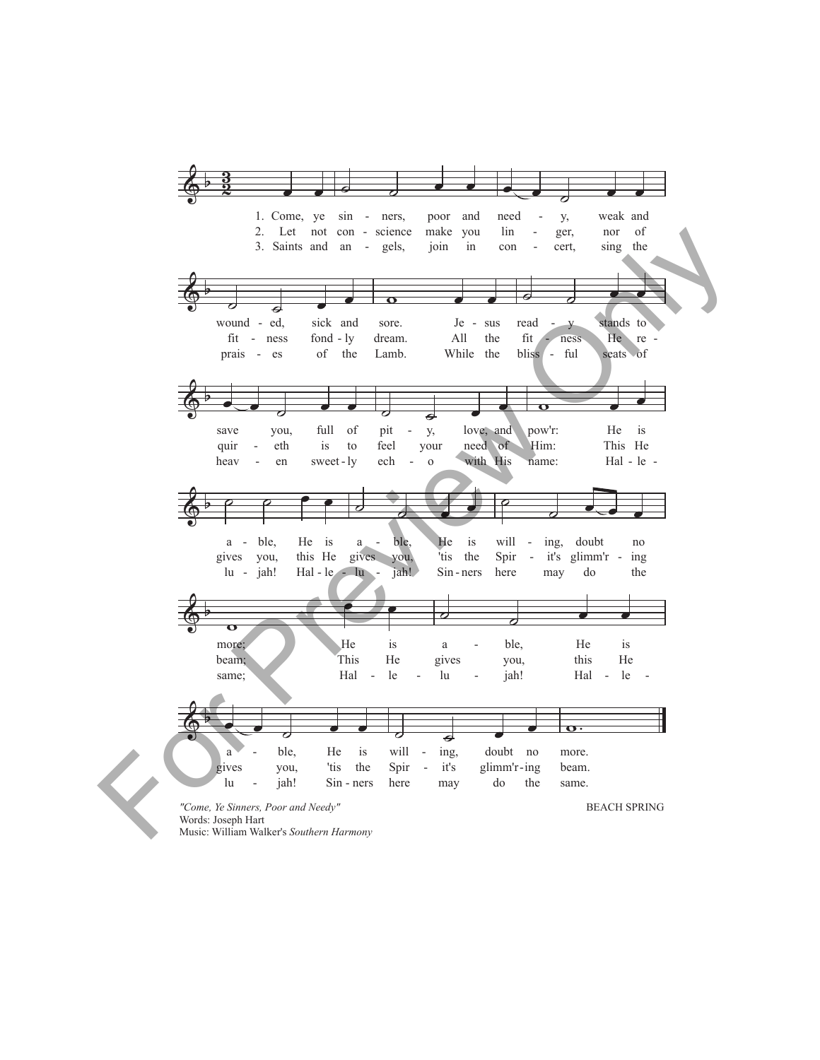*"Come, Ye Sinners, Poor and Needy"*
Words: Joseph Hart
Music: William Walker's *Southern Harmony*

BEACH SPRING